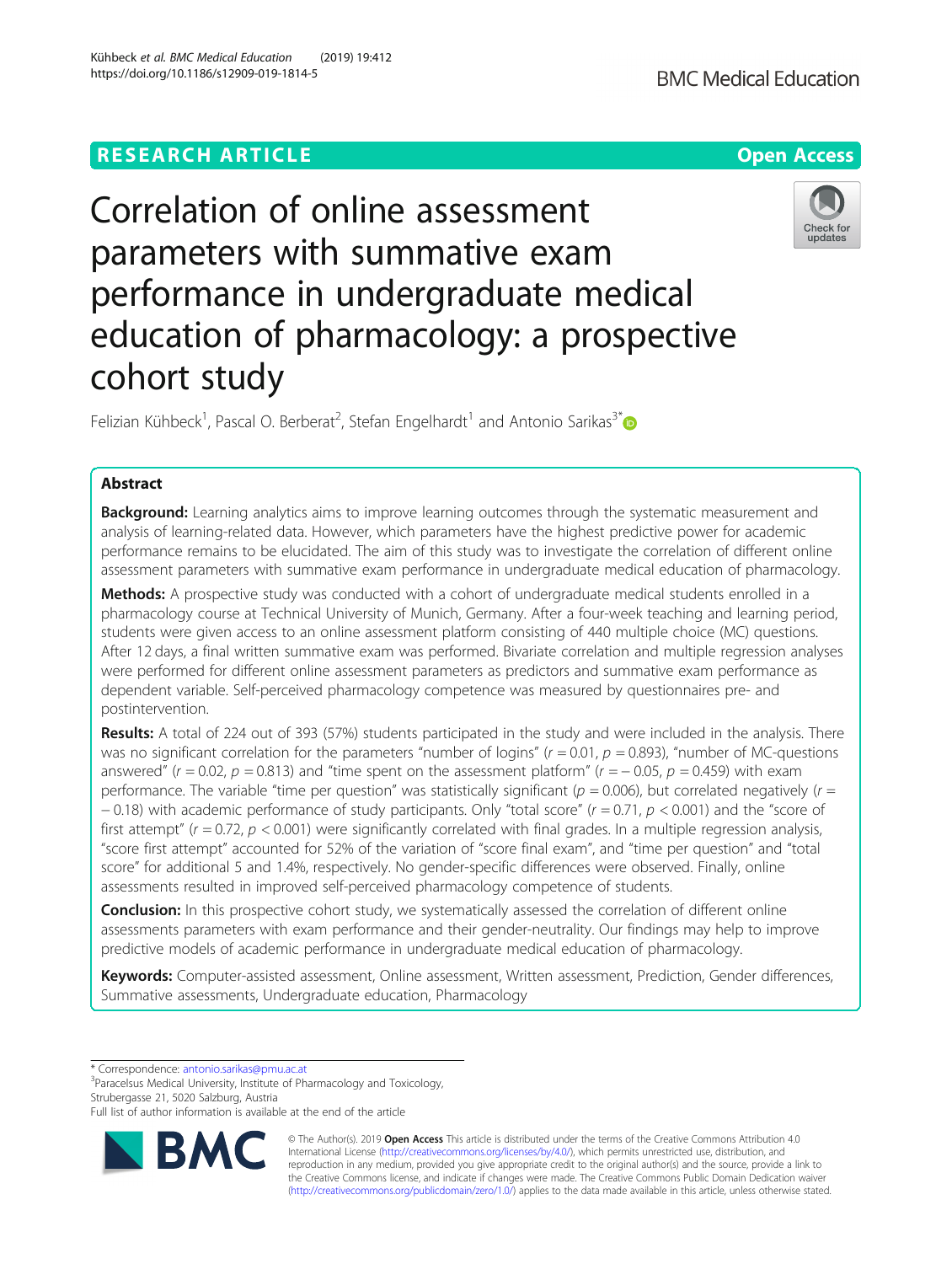RESEARCH ARTICLE Open Access

# Correlation of online assessment parameters with summative exam performance in undergraduate medical education of pharmacology: a prospective cohort study

Felizian Kühbeck[1], Pascal O. Berberat[2], Stefan Engelhardt[1] and Antonio Sarikas[3*]

## Abstract

**Background:** Learning analytics aims to improve learning outcomes through the systematic measurement and analysis of learning-related data. However, which parameters have the highest predictive power for academic performance remains to be elucidated. The aim of this study was to investigate the correlation of different online assessment parameters with summative exam performance in undergraduate medical education of pharmacology.

**Methods:** A prospective study was conducted with a cohort of undergraduate medical students enrolled in a pharmacology course at Technical University of Munich, Germany. After a four-week teaching and learning period, students were given access to an online assessment platform consisting of 440 multiple choice (MC) questions. After 12 days, a final written summative exam was performed. Bivariate correlation and multiple regression analyses were performed for different online assessment parameters as predictors and summative exam performance as dependent variable. Self-perceived pharmacology competence was measured by questionnaires pre- and postintervention.

**Results:** A total of 224 out of 393 (57%) students participated in the study and were included in the analysis. There was no significant correlation for the parameters "number of logins" ($r = 0.01$, $p = 0.893$), "number of MC-questions answered" ($r = 0.02$, $p = 0.813$) and "time spent on the assessment platform" ($r = -0.05$, $p = 0.459$) with exam performance. The variable "time per question" was statistically significant ($p = 0.006$), but correlated negatively ($r = -0.18$) with academic performance of study participants. Only "total score" ($r = 0.71$, $p < 0.001$) and the "score of first attempt" ($r = 0.72$, $p < 0.001$) were significantly correlated with final grades. In a multiple regression analysis, "score first attempt" accounted for 52% of the variation of "score final exam", and "time per question" and "total score" for additional 5 and 1.4%, respectively. No gender-specific differences were observed. Finally, online assessments resulted in improved self-perceived pharmacology competence of students.

**Conclusion:** In this prospective cohort study, we systematically assessed the correlation of different online assessments parameters with exam performance and their gender-neutrality. Our findings may help to improve predictive models of academic performance in undergraduate medical education of pharmacology.

**Keywords:** Computer-assisted assessment, Online assessment, Written assessment, Prediction, Gender differences, Summative assessments, Undergraduate education, Pharmacology

\* Correspondence: antonio.sarikas@pmu.ac.at
[3]Paracelsus Medical University, Institute of Pharmacology and Toxicology, Strubergasse 21, 5020 Salzburg, Austria
Full list of author information is available at the end of the article

© The Author(s). 2019 **Open Access** This article is distributed under the terms of the Creative Commons Attribution 4.0 International License (http://creativecommons.org/licenses/by/4.0/), which permits unrestricted use, distribution, and reproduction in any medium, provided you give appropriate credit to the original author(s) and the source, provide a link to the Creative Commons license, and indicate if changes were made. The Creative Commons Public Domain Dedication waiver (http://creativecommons.org/publicdomain/zero/1.0/) applies to the data made available in this article, unless otherwise stated.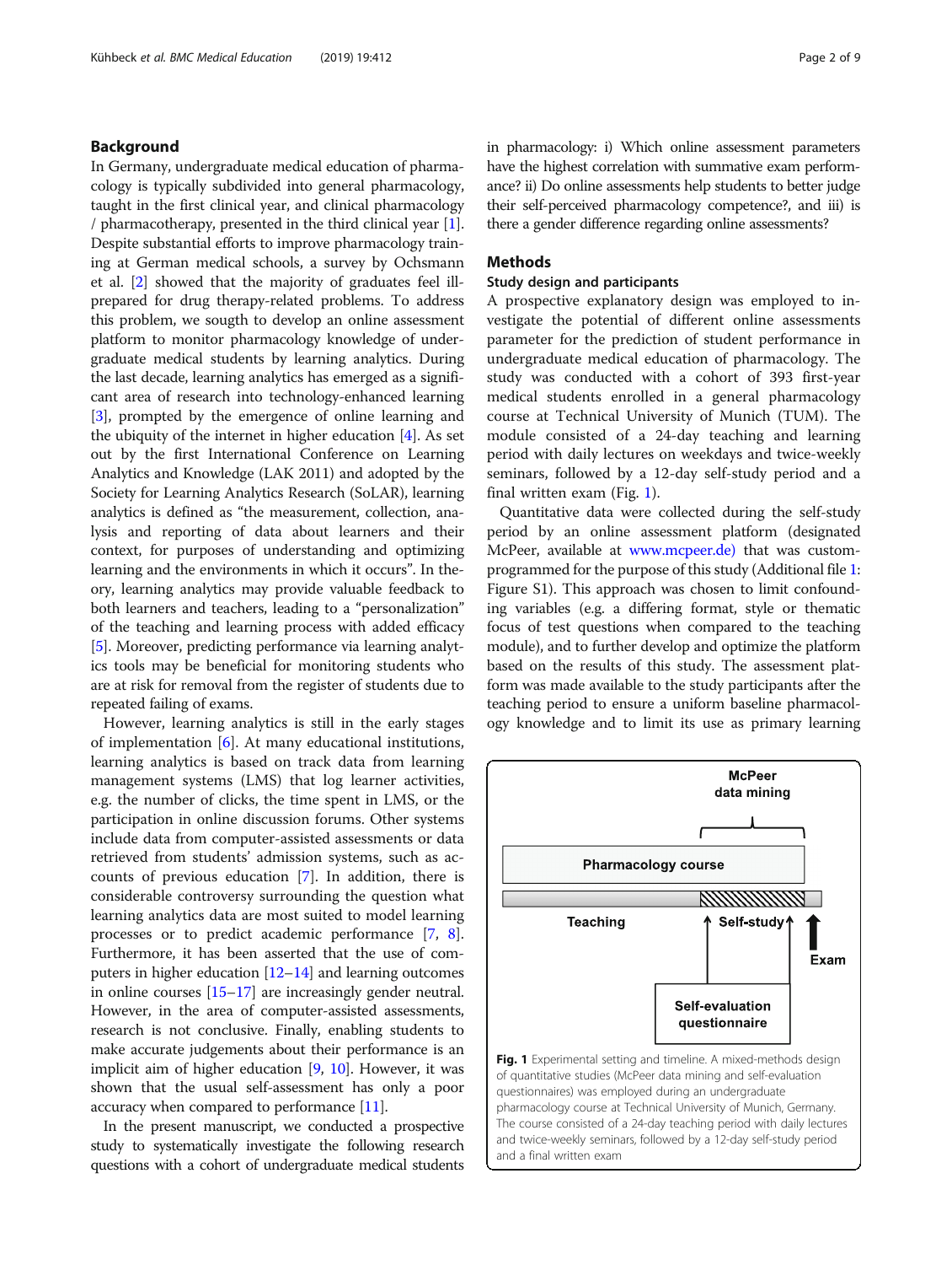## Background

In Germany, undergraduate medical education of pharmacology is typically subdivided into general pharmacology, taught in the first clinical year, and clinical pharmacology / pharmacotherapy, presented in the third clinical year [1]. Despite substantial efforts to improve pharmacology training at German medical schools, a survey by Ochsmann et al. [2] showed that the majority of graduates feel ill-prepared for drug therapy-related problems. To address this problem, we sougth to develop an online assessment platform to monitor pharmacology knowledge of undergraduate medical students by learning analytics. During the last decade, learning analytics has emerged as a significant area of research into technology-enhanced learning [3], prompted by the emergence of online learning and the ubiquity of the internet in higher education [4]. As set out by the first International Conference on Learning Analytics and Knowledge (LAK 2011) and adopted by the Society for Learning Analytics Research (SoLAR), learning analytics is defined as "the measurement, collection, analysis and reporting of data about learners and their context, for purposes of understanding and optimizing learning and the environments in which it occurs". In theory, learning analytics may provide valuable feedback to both learners and teachers, leading to a "personalization" of the teaching and learning process with added efficacy [5]. Moreover, predicting performance via learning analytics tools may be beneficial for monitoring students who are at risk for removal from the register of students due to repeated failing of exams.

However, learning analytics is still in the early stages of implementation [6]. At many educational institutions, learning analytics is based on track data from learning management systems (LMS) that log learner activities, e.g. the number of clicks, the time spent in LMS, or the participation in online discussion forums. Other systems include data from computer-assisted assessments or data retrieved from students' admission systems, such as accounts of previous education [7]. In addition, there is considerable controversy surrounding the question what learning analytics data are most suited to model learning processes or to predict academic performance [7, 8]. Furthermore, it has been asserted that the use of computers in higher education [12–14] and learning outcomes in online courses [15–17] are increasingly gender neutral. However, in the area of computer-assisted assessments, research is not conclusive. Finally, enabling students to make accurate judgements about their performance is an implicit aim of higher education [9, 10]. However, it was shown that the usual self-assessment has only a poor accuracy when compared to performance [11].

In the present manuscript, we conducted a prospective study to systematically investigate the following research questions with a cohort of undergraduate medical students in pharmacology: i) Which online assessment parameters have the highest correlation with summative exam performance? ii) Do online assessments help students to better judge their self-perceived pharmacology competence?, and iii) is there a gender difference regarding online assessments?

## Methods

### Study design and participants

A prospective explanatory design was employed to investigate the potential of different online assessments parameter for the prediction of student performance in undergraduate medical education of pharmacology. The study was conducted with a cohort of 393 first-year medical students enrolled in a general pharmacology course at Technical University of Munich (TUM). The module consisted of a 24-day teaching and learning period with daily lectures on weekdays and twice-weekly seminars, followed by a 12-day self-study period and a final written exam (Fig. 1).

Quantitative data were collected during the self-study period by an online assessment platform (designated McPeer, available at www.mcpeer.de) that was custom-programmed for the purpose of this study (Additional file 1: Figure S1). This approach was chosen to limit confounding variables (e.g. a differing format, style or thematic focus of test questions when compared to the teaching module), and to further develop and optimize the platform based on the results of this study. The assessment platform was made available to the study participants after the teaching period to ensure a uniform baseline pharmacology knowledge and to limit its use as primary learning

**Fig. 1** Experimental setting and timeline. A mixed-methods design of quantitative studies (McPeer data mining and self-evaluation questionnaires) was employed during an undergraduate pharmacology course at Technical University of Munich, Germany. The course consisted of a 24-day teaching period with daily lectures and twice-weekly seminars, followed by a 12-day self-study period and a final written exam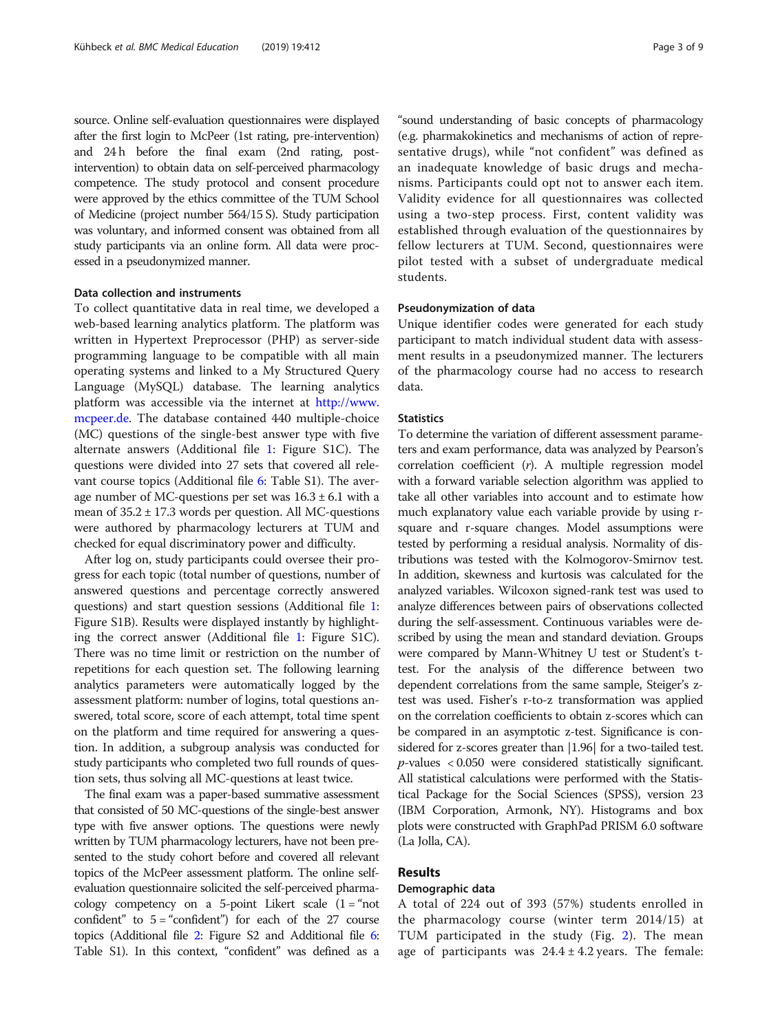source. Online self-evaluation questionnaires were displayed after the first login to McPeer (1st rating, pre-intervention) and 24 h before the final exam (2nd rating, post-intervention) to obtain data on self-perceived pharmacology competence. The study protocol and consent procedure were approved by the ethics committee of the TUM School of Medicine (project number 564/15 S). Study participation was voluntary, and informed consent was obtained from all study participants via an online form. All data were processed in a pseudonymized manner.

### Data collection and instruments

To collect quantitative data in real time, we developed a web-based learning analytics platform. The platform was written in Hypertext Preprocessor (PHP) as server-side programming language to be compatible with all main operating systems and linked to a My Structured Query Language (MySQL) database. The learning analytics platform was accessible via the internet at http://www.mcpeer.de. The database contained 440 multiple-choice (MC) questions of the single-best answer type with five alternate answers (Additional file 1: Figure S1C). The questions were divided into 27 sets that covered all relevant course topics (Additional file 6: Table S1). The average number of MC-questions per set was $16.3 \pm 6.1$ with a mean of $35.2 \pm 17.3$ words per question. All MC-questions were authored by pharmacology lecturers at TUM and checked for equal discriminatory power and difficulty.

After log on, study participants could oversee their progress for each topic (total number of questions, number of answered questions and percentage correctly answered questions) and start question sessions (Additional file 1: Figure S1B). Results were displayed instantly by highlighting the correct answer (Additional file 1: Figure S1C). There was no time limit or restriction on the number of repetitions for each question set. The following learning analytics parameters were automatically logged by the assessment platform: number of logins, total questions answered, total score, score of each attempt, total time spent on the platform and time required for answering a question. In addition, a subgroup analysis was conducted for study participants who completed two full rounds of question sets, thus solving all MC-questions at least twice.

The final exam was a paper-based summative assessment that consisted of 50 MC-questions of the single-best answer type with five answer options. The questions were newly written by TUM pharmacology lecturers, have not been presented to the study cohort before and covered all relevant topics of the McPeer assessment platform. The online self-evaluation questionnaire solicited the self-perceived pharmacology competency on a 5-point Likert scale (1 = "not confident" to 5 = "confident") for each of the 27 course topics (Additional file 2: Figure S2 and Additional file 6: Table S1). In this context, "confident" was defined as a "sound understanding of basic concepts of pharmacology (e.g. pharmacokinetics and mechanisms of action of representative drugs), while "not confident" was defined as an inadequate knowledge of basic drugs and mechanisms. Participants could opt not to answer each item. Validity evidence for all questionnaires was collected using a two-step process. First, content validity was established through evaluation of the questionnaires by fellow lecturers at TUM. Second, questionnaires were pilot tested with a subset of undergraduate medical students.

### Pseudonymization of data

Unique identifier codes were generated for each study participant to match individual student data with assessment results in a pseudonymized manner. The lecturers of the pharmacology course had no access to research data.

### Statistics

To determine the variation of different assessment parameters and exam performance, data was analyzed by Pearson's correlation coefficient ($r$). A multiple regression model with a forward variable selection algorithm was applied to take all other variables into account and to estimate how much explanatory value each variable provide by using r-square and r-square changes. Model assumptions were tested by performing a residual analysis. Normality of distributions was tested with the Kolmogorov-Smirnov test. In addition, skewness and kurtosis was calculated for the analyzed variables. Wilcoxon signed-rank test was used to analyze differences between pairs of observations collected during the self-assessment. Continuous variables were described by using the mean and standard deviation. Groups were compared by Mann-Whitney U test or Student's t-test. For the analysis of the difference between two dependent correlations from the same sample, Steiger's z-test was used. Fisher's r-to-z transformation was applied on the correlation coefficients to obtain z-scores which can be compared in an asymptotic z-test. Significance is considered for z-scores greater than |1.96| for a two-tailed test. $p$-values $< 0.050$ were considered statistically significant. All statistical calculations were performed with the Statistical Package for the Social Sciences (SPSS), version 23 (IBM Corporation, Armonk, NY). Histograms and box plots were constructed with GraphPad PRISM 6.0 software (La Jolla, CA).

## Results

### Demographic data

A total of 224 out of 393 (57%) students enrolled in the pharmacology course (winter term 2014/15) at TUM participated in the study (Fig. 2). The mean age of participants was $24.4 \pm 4.2$ years. The female: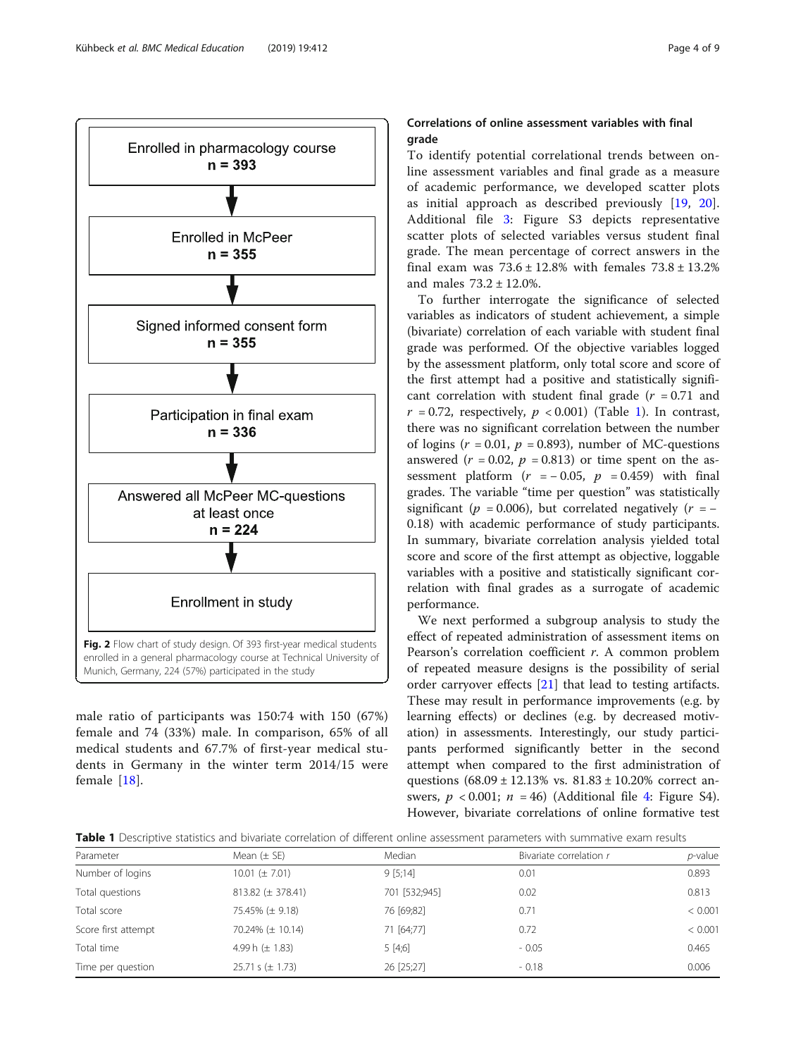Enrolled in pharmacology course
n = 393

Enrolled in McPeer
n = 355

Signed informed consent form
n = 355

Participation in final exam
n = 336

Answered all McPeer MC-questions at least once
n = 224

Enrollment in study

**Fig. 2** Flow chart of study design. Of 393 first-year medical students enrolled in a general pharmacology course at Technical University of Munich, Germany, 224 (57%) participated in the study

male ratio of participants was 150:74 with 150 (67%) female and 74 (33%) male. In comparison, 65% of all medical students and 67.7% of first-year medical students in Germany in the winter term 2014/15 were female [18].

### Correlations of online assessment variables with final grade

To identify potential correlational trends between online assessment variables and final grade as a measure of academic performance, we developed scatter plots as initial approach as described previously [19, 20]. Additional file 3: Figure S3 depicts representative scatter plots of selected variables versus student final grade. The mean percentage of correct answers in the final exam was 73.6 ± 12.8% with females 73.8 ± 13.2% and males 73.2 ± 12.0%.

To further interrogate the significance of selected variables as indicators of student achievement, a simple (bivariate) correlation of each variable with student final grade was performed. Of the objective variables logged by the assessment platform, only total score and score of the first attempt had a positive and statistically significant correlation with student final grade ($r = 0.71$ and $r = 0.72$, respectively, $p < 0.001$) (Table 1). In contrast, there was no significant correlation between the number of logins ($r = 0.01$, $p = 0.893$), number of MC-questions answered ($r = 0.02$, $p = 0.813$) or time spent on the assessment platform ($r = -0.05$, $p = 0.459$) with final grades. The variable "time per question" was statistically significant ($p = 0.006$), but correlated negatively ($r = -0.18$) with academic performance of study participants. In summary, bivariate correlation analysis yielded total score and score of the first attempt as objective, loggable variables with a positive and statistically significant correlation with final grades as a surrogate of academic performance.

We next performed a subgroup analysis to study the effect of repeated administration of assessment items on Pearson's correlation coefficient *r*. A common problem of repeated measure designs is the possibility of serial order carryover effects [21] that lead to testing artifacts. These may result in performance improvements (e.g. by learning effects) or declines (e.g. by decreased motivation) in assessments. Interestingly, our study participants performed significantly better in the second attempt when compared to the first administration of questions (68.09 ± 12.13% vs. 81.83 ± 10.20% correct answers, $p < 0.001$; $n = 46$) (Additional file 4: Figure S4). However, bivariate correlations of online formative test

**Table 1** Descriptive statistics and bivariate correlation of different online assessment parameters with summative exam results

| Parameter | Mean (± SE) | Median | Bivariate correlation *r* | *p*-value |
|---|---|---|---|---|
| Number of logins | 10.01 (± 7.01) | 9 [5;14] | 0.01 | 0.893 |
| Total questions | 813.82 (± 378.41) | 701 [532;945] | 0.02 | 0.813 |
| Total score | 75.45% (± 9.18) | 76 [69;82] | 0.71 | < 0.001 |
| Score first attempt | 70.24% (± 10.14) | 71 [64;77] | 0.72 | < 0.001 |
| Total time | 4.99 h (± 1.83) | 5 [4;6] | - 0.05 | 0.465 |
| Time per question | 25.71 s (± 1.73) | 26 [25;27] | - 0.18 | 0.006 |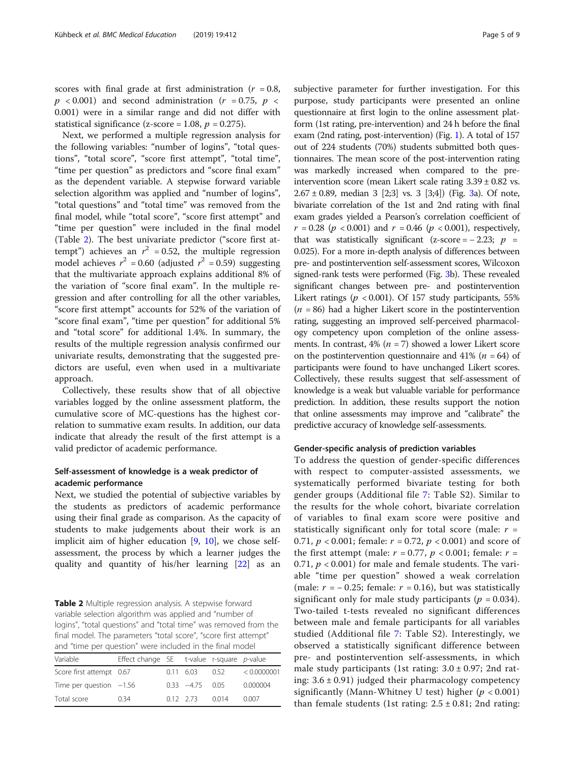scores with final grade at first administration ($r = 0.8$, $p < 0.001$) and second administration ($r = 0.75$, $p < 0.001$) were in a similar range and did not differ with statistical significance (z-score = 1.08, $p = 0.275$).

Next, we performed a multiple regression analysis for the following variables: "number of logins", "total questions", "total score", "score first attempt", "total time", "time per question" as predictors and "score final exam" as the dependent variable. A stepwise forward variable selection algorithm was applied and "number of logins", "total questions" and "total time" was removed from the final model, while "total score", "score first attempt" and "time per question" were included in the final model (Table 2). The best univariate predictor ("score first attempt") achieves an $r^2 = 0.52$, the multiple regression model achieves $r^2 = 0.60$ (adjusted $r^2 = 0.59$) suggesting that the multivariate approach explains additional 8% of the variation of "score final exam". In the multiple regression and after controlling for all the other variables, "score first attempt" accounts for 52% of the variation of "score final exam", "time per question" for additional 5% and "total score" for additional 1.4%. In summary, the results of the multiple regression analysis confirmed our univariate results, demonstrating that the suggested predictors are useful, even when used in a multivariate approach.

Collectively, these results show that of all objective variables logged by the online assessment platform, the cumulative score of MC-questions has the highest correlation to summative exam results. In addition, our data indicate that already the result of the first attempt is a valid predictor of academic performance.

### Self-assessment of knowledge is a weak predictor of academic performance

Next, we studied the potential of subjective variables by the students as predictors of academic performance using their final grade as comparison. As the capacity of students to make judgements about their work is an implicit aim of higher education [9, 10], we chose self-assessment, the process by which a learner judges the quality and quantity of his/her learning [22] as an subjective parameter for further investigation. For this purpose, study participants were presented an online questionnaire at first login to the online assessment platform (1st rating, pre-intervention) and 24 h before the final exam (2nd rating, post-intervention) (Fig. 1). A total of 157 out of 224 students (70%) students submitted both questionnaires. The mean score of the post-intervention rating was markedly increased when compared to the pre-intervention score (mean Likert scale rating $3.39 \pm 0.82$ vs. $2.67 \pm 0.89$, median 3 [2;3] vs. 3 [3;4]) (Fig. 3a). Of note, bivariate correlation of the 1st and 2nd rating with final exam grades yielded a Pearson's correlation coefficient of $r = 0.28$ ($p < 0.001$) and $r = 0.46$ ($p < 0.001$), respectively, that was statistically significant (z-score = − 2.23; $p = 0.025$). For a more in-depth analysis of differences between pre- and postintervention self-assessment scores, Wilcoxon signed-rank tests were performed (Fig. 3b). These revealed significant changes between pre- and postintervention Likert ratings ($p < 0.001$). Of 157 study participants, 55% ($n = 86$) had a higher Likert score in the postintervention rating, suggesting an improved self-perceived pharmacology competency upon completion of the online assessments. In contrast, 4% ($n = 7$) showed a lower Likert score on the postintervention questionnaire and 41% ($n = 64$) of participants were found to have unchanged Likert scores. Collectively, these results suggest that self-assessment of knowledge is a weak but valuable variable for performance prediction. In addition, these results support the notion that online assessments may improve and "calibrate" the predictive accuracy of knowledge self-assessments.

**Table 2** Multiple regression analysis. A stepwise forward variable selection algorithm was applied and "number of logins", "total questions" and "total time" was removed from the final model. The parameters "total score", "score first attempt" and "time per question" were included in the final model

| Variable | Effect change | SE | t-value | r-square | p-value |
|---|---|---|---|---|---|
| Score first attempt | 0.67 | 0.11 | 6.03 | 0.52 | < 0.0000001 |
| Time per question | −1.56 | 0.33 | −4.75 | 0.05 | 0.000004 |
| Total score | 0.34 | 0.12 | 2.73 | 0.014 | 0.007 |

### Gender-specific analysis of prediction variables

To address the question of gender-specific differences with respect to computer-assisted assessments, we systematically performed bivariate testing for both gender groups (Additional file 7: Table S2). Similar to the results for the whole cohort, bivariate correlation of variables to final exam score were positive and statistically significant only for total score (male: $r = 0.71$, $p < 0.001$; female: $r = 0.72$, $p < 0.001$) and score of the first attempt (male: $r = 0.77$, $p < 0.001$; female: $r = 0.71$, $p < 0.001$) for male and female students. The variable "time per question" showed a weak correlation (male: $r = -0.25$; female: $r = 0.16$), but was statistically significant only for male study participants ($p = 0.034$). Two-tailed t-tests revealed no significant differences between male and female participants for all variables studied (Additional file 7: Table S2). Interestingly, we observed a statistically significant difference between pre- and postintervention self-assessments, in which male study participants (1st rating: $3.0 \pm 0.97$; 2nd rating: $3.6 \pm 0.91$) judged their pharmacology competency significantly (Mann-Whitney U test) higher ($p < 0.001$) than female students (1st rating: $2.5 \pm 0.81$; 2nd rating: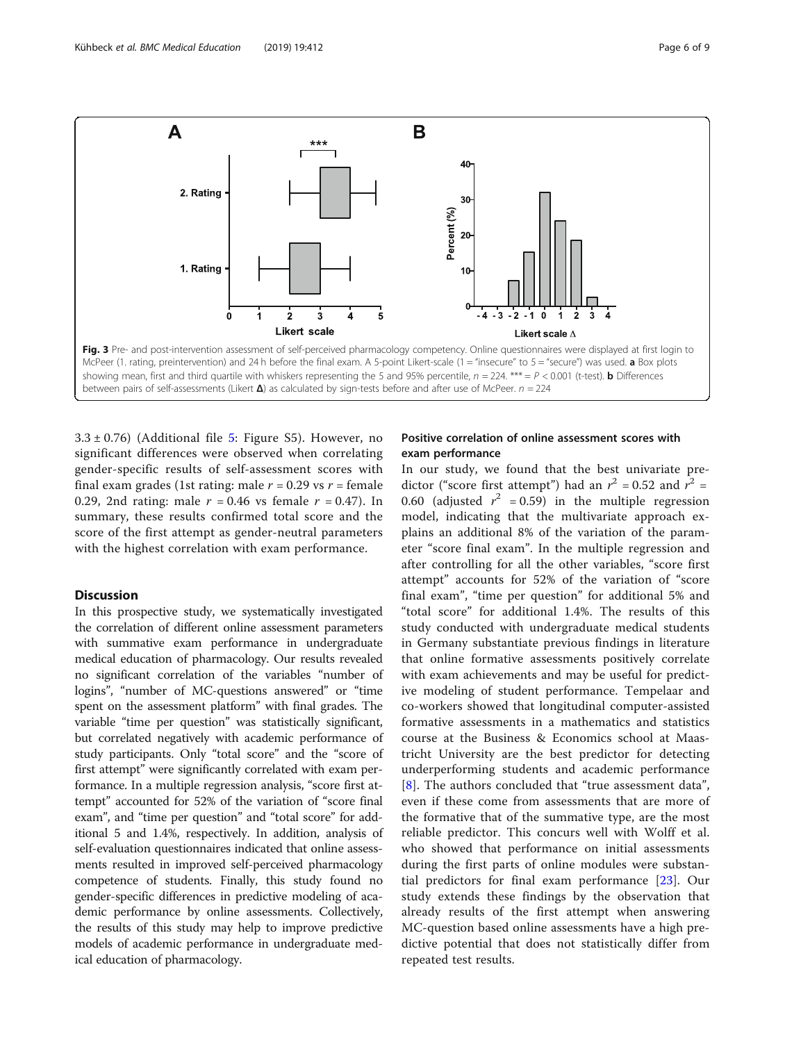Fig. 3 Pre- and post-intervention assessment of self-perceived pharmacology competency. Online questionnaires were displayed at first login to McPeer (1. rating, preintervention) and 24 h before the final exam. A 5-point Likert-scale (1 = "insecure" to 5 = "secure") was used. **a** Box plots showing mean, first and third quartile with whiskers representing the 5 and 95% percentile, $n = 224$. *** = $P < 0.001$ (t-test). **b** Differences between pairs of self-assessments (Likert **Δ**) as calculated by sign-tests before and after use of McPeer. $n = 224$

$3.3 \pm 0.76$) (Additional file 5: Figure S5). However, no significant differences were observed when correlating gender-specific results of self-assessment scores with final exam grades (1st rating: male $r = 0.29$ vs $r$ = female 0.29, 2nd rating: male $r = 0.46$ vs female $r = 0.47$). In summary, these results confirmed total score and the score of the first attempt as gender-neutral parameters with the highest correlation with exam performance.

## Discussion

In this prospective study, we systematically investigated the correlation of different online assessment parameters with summative exam performance in undergraduate medical education of pharmacology. Our results revealed no significant correlation of the variables "number of logins", "number of MC-questions answered" or "time spent on the assessment platform" with final grades. The variable "time per question" was statistically significant, but correlated negatively with academic performance of study participants. Only "total score" and the "score of first attempt" were significantly correlated with exam performance. In a multiple regression analysis, "score first attempt" accounted for 52% of the variation of "score final exam", and "time per question" and "total score" for additional 5 and 1.4%, respectively. In addition, analysis of self-evaluation questionnaires indicated that online assessments resulted in improved self-perceived pharmacology competence of students. Finally, this study found no gender-specific differences in predictive modeling of academic performance by online assessments. Collectively, the results of this study may help to improve predictive models of academic performance in undergraduate medical education of pharmacology.

### Positive correlation of online assessment scores with exam performance

In our study, we found that the best univariate predictor ("score first attempt") had an $r^2 = 0.52$ and $r^2 = 0.60$ (adjusted $r^2 = 0.59$) in the multiple regression model, indicating that the multivariate approach explains an additional 8% of the variation of the parameter "score final exam". In the multiple regression and after controlling for all the other variables, "score first attempt" accounts for 52% of the variation of "score final exam", "time per question" for additional 5% and "total score" for additional 1.4%. The results of this study conducted with undergraduate medical students in Germany substantiate previous findings in literature that online formative assessments positively correlate with exam achievements and may be useful for predictive modeling of student performance. Tempelaar and co-workers showed that longitudinal computer-assisted formative assessments in a mathematics and statistics course at the Business & Economics school at Maastricht University are the best predictor for detecting underperforming students and academic performance [8]. The authors concluded that "true assessment data", even if these come from assessments that are more of the formative that of the summative type, are the most reliable predictor. This concurs well with Wolff et al. who showed that performance on initial assessments during the first parts of online modules were substantial predictors for final exam performance [23]. Our study extends these findings by the observation that already results of the first attempt when answering MC-question based online assessments have a high predictive potential that does not statistically differ from repeated test results.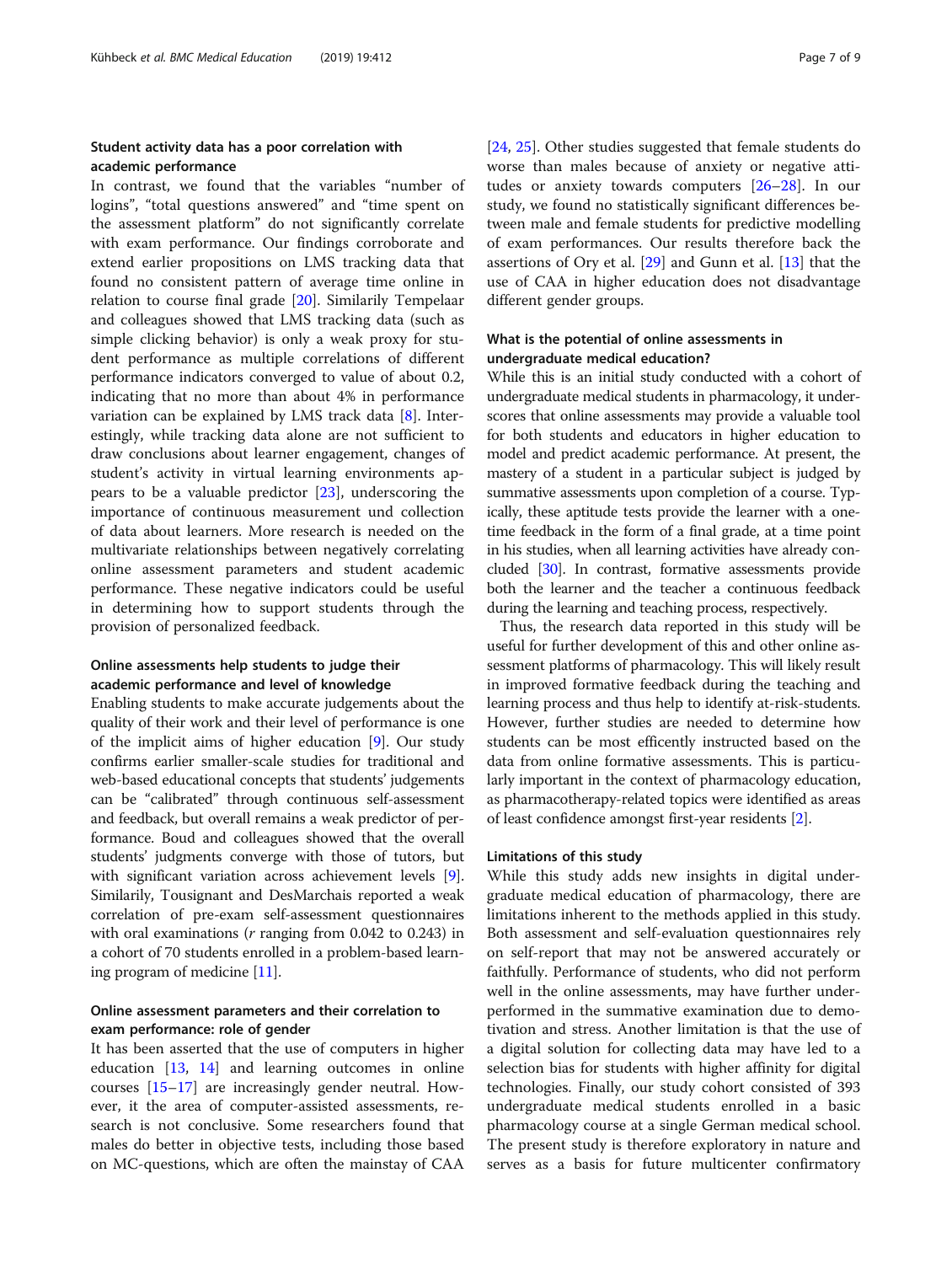### Student activity data has a poor correlation with academic performance

In contrast, we found that the variables "number of logins", "total questions answered" and "time spent on the assessment platform" do not significantly correlate with exam performance. Our findings corroborate and extend earlier propositions on LMS tracking data that found no consistent pattern of average time online in relation to course final grade [20]. Similarly Tempelaar and colleagues showed that LMS tracking data (such as simple clicking behavior) is only a weak proxy for student performance as multiple correlations of different performance indicators converged to value of about 0.2, indicating that no more than about 4% in performance variation can be explained by LMS track data [8]. Interestingly, while tracking data alone are not sufficient to draw conclusions about learner engagement, changes of student's activity in virtual learning environments appears to be a valuable predictor [23], underscoring the importance of continuous measurement und collection of data about learners. More research is needed on the multivariate relationships between negatively correlating online assessment parameters and student academic performance. These negative indicators could be useful in determining how to support students through the provision of personalized feedback.

### Online assessments help students to judge their academic performance and level of knowledge

Enabling students to make accurate judgements about the quality of their work and their level of performance is one of the implicit aims of higher education [9]. Our study confirms earlier smaller-scale studies for traditional and web-based educational concepts that students' judgements can be "calibrated" through continuous self-assessment and feedback, but overall remains a weak predictor of performance. Boud and colleagues showed that the overall students' judgments converge with those of tutors, but with significant variation across achievement levels [9]. Similarily, Tousignant and DesMarchais reported a weak correlation of pre-exam self-assessment questionnaires with oral examinations ($r$ ranging from 0.042 to 0.243) in a cohort of 70 students enrolled in a problem-based learning program of medicine [11].

### Online assessment parameters and their correlation to exam performance: role of gender

It has been asserted that the use of computers in higher education [13, 14] and learning outcomes in online courses [15–17] are increasingly gender neutral. However, it the area of computer-assisted assessments, research is not conclusive. Some researchers found that males do better in objective tests, including those based on MC-questions, which are often the mainstay of CAA [24, 25]. Other studies suggested that female students do worse than males because of anxiety or negative attitudes or anxiety towards computers [26–28]. In our study, we found no statistically significant differences between male and female students for predictive modelling of exam performances. Our results therefore back the assertions of Ory et al. [29] and Gunn et al. [13] that the use of CAA in higher education does not disadvantage different gender groups.

### What is the potential of online assessments in undergraduate medical education?

While this is an initial study conducted with a cohort of undergraduate medical students in pharmacology, it underscores that online assessments may provide a valuable tool for both students and educators in higher education to model and predict academic performance. At present, the mastery of a student in a particular subject is judged by summative assessments upon completion of a course. Typically, these aptitude tests provide the learner with a one-time feedback in the form of a final grade, at a time point in his studies, when all learning activities have already concluded [30]. In contrast, formative assessments provide both the learner and the teacher a continuous feedback during the learning and teaching process, respectively.

Thus, the research data reported in this study will be useful for further development of this and other online assessment platforms of pharmacology. This will likely result in improved formative feedback during the teaching and learning process and thus help to identify at-risk-students. However, further studies are needed to determine how students can be most efficently instructed based on the data from online formative assessments. This is particularly important in the context of pharmacology education, as pharmacotherapy-related topics were identified as areas of least confidence amongst first-year residents [2].

### Limitations of this study

While this study adds new insights in digital undergraduate medical education of pharmacology, there are limitations inherent to the methods applied in this study. Both assessment and self-evaluation questionnaires rely on self-report that may not be answered accurately or faithfully. Performance of students, who did not perform well in the online assessments, may have further underperformed in the summative examination due to demotivation and stress. Another limitation is that the use of a digital solution for collecting data may have led to a selection bias for students with higher affinity for digital technologies. Finally, our study cohort consisted of 393 undergraduate medical students enrolled in a basic pharmacology course at a single German medical school. The present study is therefore exploratory in nature and serves as a basis for future multicenter confirmatory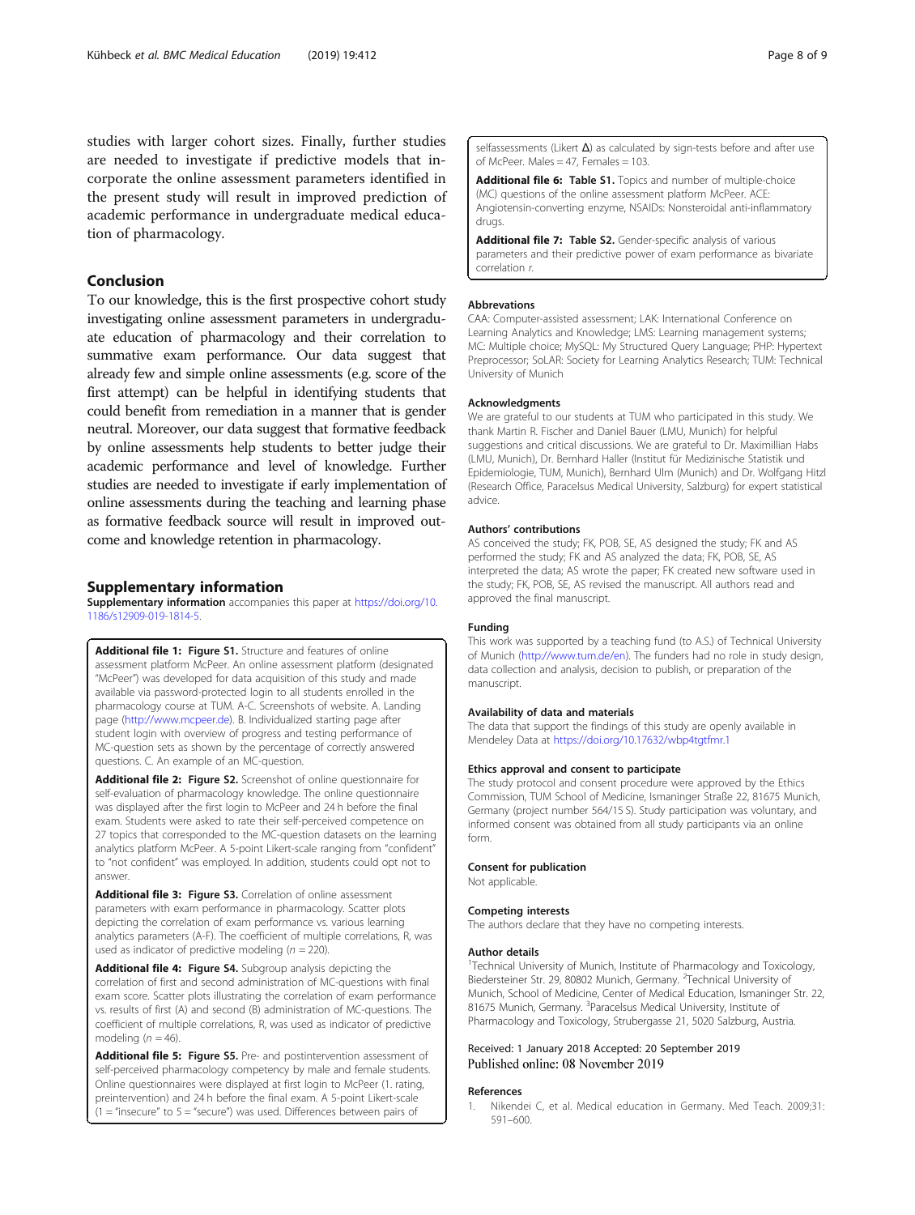studies with larger cohort sizes. Finally, further studies are needed to investigate if predictive models that incorporate the online assessment parameters identified in the present study will result in improved prediction of academic performance in undergraduate medical education of pharmacology.

## Conclusion

To our knowledge, this is the first prospective cohort study investigating online assessment parameters in undergraduate education of pharmacology and their correlation to summative exam performance. Our data suggest that already few and simple online assessments (e.g. score of the first attempt) can be helpful in identifying students that could benefit from remediation in a manner that is gender neutral. Moreover, our data suggest that formative feedback by online assessments help students to better judge their academic performance and level of knowledge. Further studies are needed to investigate if early implementation of online assessments during the teaching and learning phase as formative feedback source will result in improved outcome and knowledge retention in pharmacology.

## Supplementary information

**Supplementary information** accompanies this paper at https://doi.org/10.1186/s12909-019-1814-5.

**Additional file 1: Figure S1.** Structure and features of online assessment platform McPeer. An online assessment platform (designated "McPeer") was developed for data acquisition of this study and made available via password-protected login to all students enrolled in the pharmacology course at TUM. A-C. Screenshots of website. A. Landing page (http://www.mcpeer.de). B. Individualized starting page after student login with overview of progress and testing performance of MC-question sets as shown by the percentage of correctly answered questions. C. An example of an MC-question.

**Additional file 2: Figure S2.** Screenshot of online questionnaire for self-evaluation of pharmacology knowledge. The online questionnaire was displayed after the first login to McPeer and 24 h before the final exam. Students were asked to rate their self-perceived competence on 27 topics that corresponded to the MC-question datasets on the learning analytics platform McPeer. A 5-point Likert-scale ranging from "confident" to "not confident" was employed. In addition, students could opt not to answer.

**Additional file 3: Figure S3.** Correlation of online assessment parameters with exam performance in pharmacology. Scatter plots depicting the correlation of exam performance vs. various learning analytics parameters (A-F). The coefficient of multiple correlations, R, was used as indicator of predictive modeling ($n = 220$).

**Additional file 4: Figure S4.** Subgroup analysis depicting the correlation of first and second administration of MC-questions with final exam score. Scatter plots illustrating the correlation of exam performance vs. results of first (A) and second (B) administration of MC-questions. The coefficient of multiple correlations, R, was used as indicator of predictive modeling ($n = 46$).

**Additional file 5: Figure S5.** Pre- and postintervention assessment of self-perceived pharmacology competency by male and female students. Online questionnaires were displayed at first login to McPeer (1. rating, preintervention) and 24 h before the final exam. A 5-point Likert-scale (1 = "insecure" to 5 = "secure") was used. Differences between pairs of selfassessments (Likert $\Delta$) as calculated by sign-tests before and after use of McPeer. Males = 47, Females = 103.

**Additional file 6: Table S1.** Topics and number of multiple-choice (MC) questions of the online assessment platform McPeer. ACE: Angiotensin-converting enzyme, NSAIDs: Nonsteroidal anti-inflammatory drugs.

**Additional file 7: Table S2.** Gender-specific analysis of various parameters and their predictive power of exam performance as bivariate correlation *r*.

### Abbreviations

CAA: Computer-assisted assessment; LAK: International Conference on Learning Analytics and Knowledge; LMS: Learning management systems; MC: Multiple choice; MySQL: My Structured Query Language; PHP: Hypertext Preprocessor; SoLAR: Society for Learning Analytics Research; TUM: Technical University of Munich

### Acknowledgments

We are grateful to our students at TUM who participated in this study. We thank Martin R. Fischer and Daniel Bauer (LMU, Munich) for helpful suggestions and critical discussions. We are grateful to Dr. Maximillian Habs (LMU, Munich), Dr. Bernhard Haller (Institut für Medizinische Statistik und Epidemiologie, TUM, Munich), Bernhard Ulm (Munich) and Dr. Wolfgang Hitzl (Research Office, Paracelsus Medical University, Salzburg) for expert statistical advice.

### Authors' contributions

AS conceived the study; FK, POB, SE, AS designed the study; FK and AS performed the study; FK and AS analyzed the data; FK, POB, SE, AS interpreted the data; AS wrote the paper; FK created new software used in the study; FK, POB, SE, AS revised the manuscript. All authors read and approved the final manuscript.

### Funding

This work was supported by a teaching fund (to A.S.) of Technical University of Munich (http://www.tum.de/en). The funders had no role in study design, data collection and analysis, decision to publish, or preparation of the manuscript.

### Availability of data and materials

The data that support the findings of this study are openly available in Mendeley Data at https://doi.org/10.17632/wbp4tgtfmr.1

### Ethics approval and consent to participate

The study protocol and consent procedure were approved by the Ethics Commission, TUM School of Medicine, Ismaninger Straße 22, 81675 Munich, Germany (project number 564/15 S). Study participation was voluntary, and informed consent was obtained from all study participants via an online form.

### Consent for publication

Not applicable.

### Competing interests

The authors declare that they have no competing interests.

### Author details

[1]Technical University of Munich, Institute of Pharmacology and Toxicology, Biedersteiner Str. 29, 80802 Munich, Germany. [2]Technical University of Munich, School of Medicine, Center of Medical Education, Ismaninger Str. 22, 81675 Munich, Germany. [3]Paracelsus Medical University, Institute of Pharmacology and Toxicology, Strubergasse 21, 5020 Salzburg, Austria.

Received: 1 January 2018 Accepted: 20 September 2019
Published online: 08 November 2019

### References

1. Nikendei C, et al. Medical education in Germany. Med Teach. 2009;31: 591–600.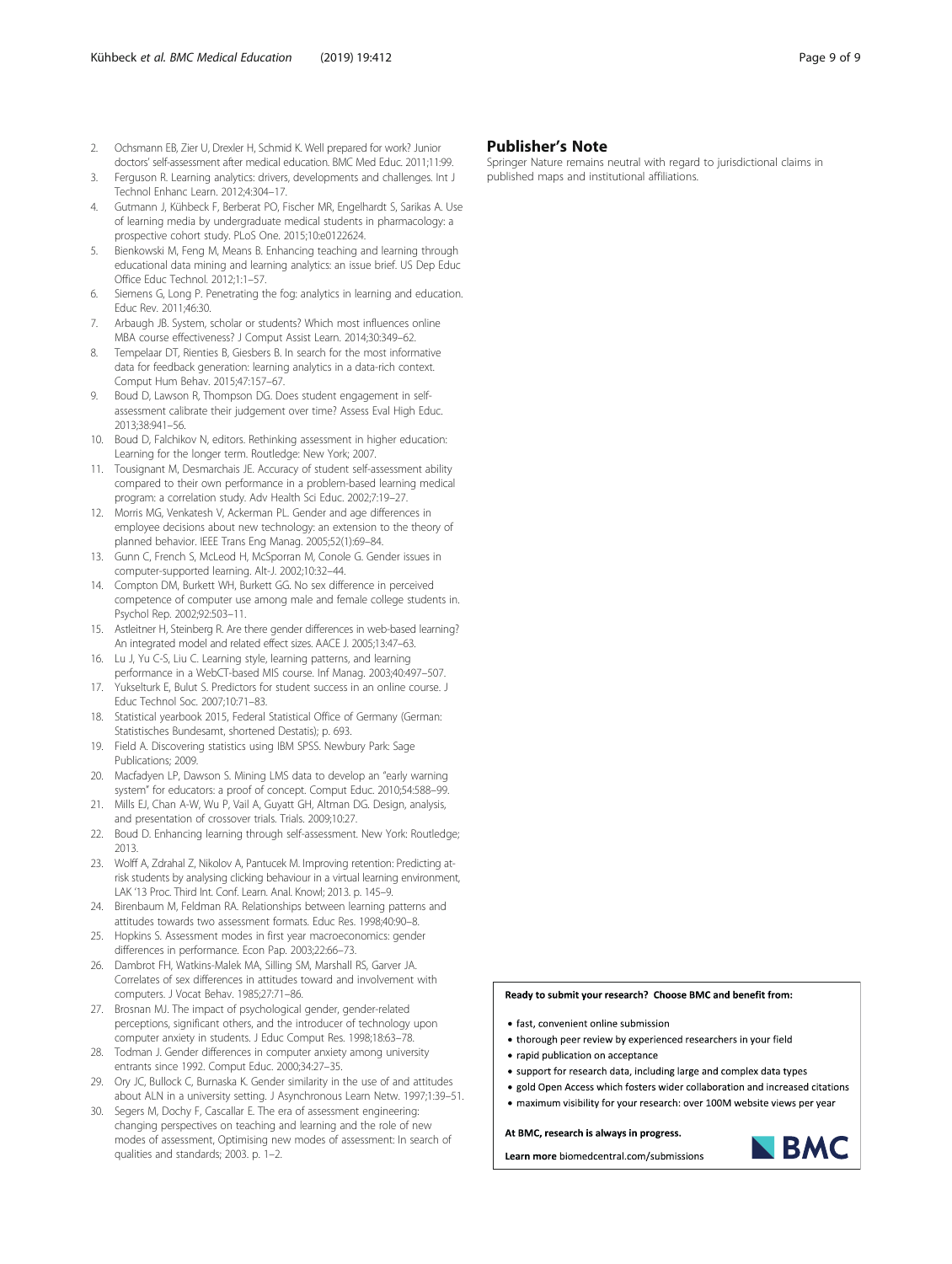2. Ochsmann EB, Zier U, Drexler H, Schmid K. Well prepared for work? Junior doctors' self-assessment after medical education. BMC Med Educ. 2011;11:99.
3. Ferguson R. Learning analytics: drivers, developments and challenges. Int J Technol Enhanc Learn. 2012;4:304–17.
4. Gutmann J, Kühbeck F, Berberat PO, Fischer MR, Engelhardt S, Sarikas A. Use of learning media by undergraduate medical students in pharmacology: a prospective cohort study. PLoS One. 2015;10:e0122624.
5. Bienkowski M, Feng M, Means B. Enhancing teaching and learning through educational data mining and learning analytics: an issue brief. US Dep Educ Office Educ Technol. 2012;1:1–57.
6. Siemens G, Long P. Penetrating the fog: analytics in learning and education. Educ Rev. 2011;46:30.
7. Arbaugh JB. System, scholar or students? Which most influences online MBA course effectiveness? J Comput Assist Learn. 2014;30:349–62.
8. Tempelaar DT, Rienties B, Giesbers B. In search for the most informative data for feedback generation: learning analytics in a data-rich context. Comput Hum Behav. 2015;47:157–67.
9. Boud D, Lawson R, Thompson DG. Does student engagement in self-assessment calibrate their judgement over time? Assess Eval High Educ. 2013;38:941–56.
10. Boud D, Falchikov N, editors. Rethinking assessment in higher education: Learning for the longer term. Routledge: New York; 2007.
11. Tousignant M, Desmarchais JE. Accuracy of student self-assessment ability compared to their own performance in a problem-based learning medical program: a correlation study. Adv Health Sci Educ. 2002;7:19–27.
12. Morris MG, Venkatesh V, Ackerman PL. Gender and age differences in employee decisions about new technology: an extension to the theory of planned behavior. IEEE Trans Eng Manag. 2005;52(1):69–84.
13. Gunn C, French S, McLeod H, McSporran M, Conole G. Gender issues in computer-supported learning. Alt-J. 2002;10:32–44.
14. Compton DM, Burkett WH, Burkett GG. No sex difference in perceived competence of computer use among male and female college students in. Psychol Rep. 2002;92:503–11.
15. Astleitner H, Steinberg R. Are there gender differences in web-based learning? An integrated model and related effect sizes. AACE J. 2005;13:47–63.
16. Lu J, Yu C-S, Liu C. Learning style, learning patterns, and learning performance in a WebCT-based MIS course. Inf Manag. 2003;40:497–507.
17. Yukselturk E, Bulut S. Predictors for student success in an online course. J Educ Technol Soc. 2007;10:71–83.
18. Statistical yearbook 2015, Federal Statistical Office of Germany (German: Statistisches Bundesamt, shortened Destatis); p. 693.
19. Field A. Discovering statistics using IBM SPSS. Newbury Park: Sage Publications; 2009.
20. Macfadyen LP, Dawson S. Mining LMS data to develop an "early warning system" for educators: a proof of concept. Comput Educ. 2010;54:588–99.
21. Mills EJ, Chan A-W, Wu P, Vail A, Guyatt GH, Altman DG. Design, analysis, and presentation of crossover trials. Trials. 2009;10:27.
22. Boud D. Enhancing learning through self-assessment. New York: Routledge; 2013.
23. Wolff A, Zdrahal Z, Nikolov A, Pantucek M. Improving retention: Predicting at-risk students by analysing clicking behaviour in a virtual learning environment, LAK '13 Proc. Third Int. Conf. Learn. Anal. Knowl; 2013. p. 145–9.
24. Birenbaum M, Feldman RA. Relationships between learning patterns and attitudes towards two assessment formats. Educ Res. 1998;40:90–8.
25. Hopkins S. Assessment modes in first year macroeconomics: gender differences in performance. Econ Pap. 2003;22:66–73.
26. Dambrot FH, Watkins-Malek MA, Silling SM, Marshall RS, Garver JA. Correlates of sex differences in attitudes toward and involvement with computers. J Vocat Behav. 1985;27:71–86.
27. Brosnan MJ. The impact of psychological gender, gender-related perceptions, significant others, and the introducer of technology upon computer anxiety in students. J Educ Comput Res. 1998;18:63–78.
28. Todman J. Gender differences in computer anxiety among university entrants since 1992. Comput Educ. 2000;34:27–35.
29. Ory JC, Bullock C, Burnaska K. Gender similarity in the use of and attitudes about ALN in a university setting. J Asynchronous Learn Netw. 1997;1:39–51.
30. Segers M, Dochy F, Cascallar E. The era of assessment engineering: changing perspectives on teaching and learning and the role of new modes of assessment, Optimising new modes of assessment: In search of qualities and standards; 2003. p. 1–2.

## Publisher's Note

Springer Nature remains neutral with regard to jurisdictional claims in published maps and institutional affiliations.

**Ready to submit your research? Choose BMC and benefit from:**

- fast, convenient online submission
- thorough peer review by experienced researchers in your field
- rapid publication on acceptance
- support for research data, including large and complex data types
- gold Open Access which fosters wider collaboration and increased citations
- maximum visibility for your research: over 100M website views per year

**At BMC, research is always in progress.**

**Learn more** biomedcentral.com/submissions

BMC